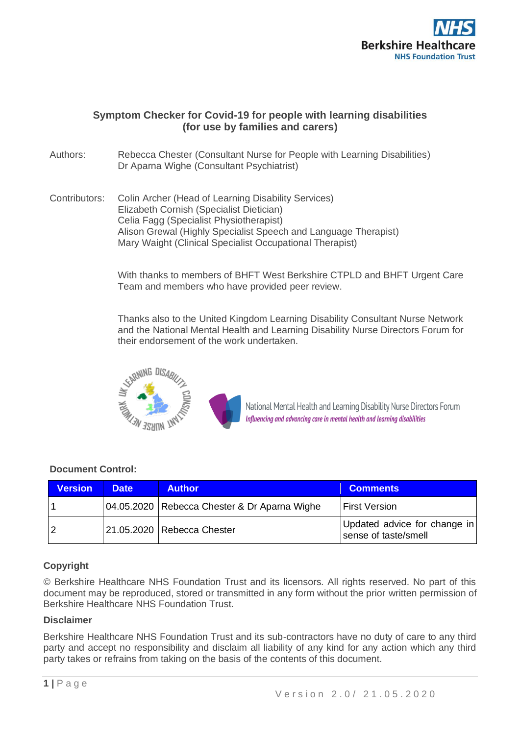NHS
Berkshire Healthcare
NHS Foundation Trust

# Symptom Checker for Covid-19 for people with learning disabilities (for use by families and carers)

Authors: Rebecca Chester (Consultant Nurse for People with Learning Disabilities)
Dr Aparna Wighe (Consultant Psychiatrist)

Contributors: Colin Archer (Head of Learning Disability Services)
Elizabeth Cornish (Specialist Dietician)
Celia Fagg (Specialist Physiotherapist)
Alison Grewal (Highly Specialist Speech and Language Therapist)
Mary Waight (Clinical Specialist Occupational Therapist)

With thanks to members of BHFT West Berkshire CTPLD and BHFT Urgent Care Team and members who have provided peer review.

Thanks also to the United Kingdom Learning Disability Consultant Nurse Network and the National Mental Health and Learning Disability Nurse Directors Forum for their endorsement of the work undertaken.

UK Learning Disability Consultant Nurse Network

National Mental Health and Learning Disability Nurse Directors Forum
*Influencing and advancing care in mental health and learning disabilities*

**Document Control:**

| Version | Date | Author | Comments |
|---|---|---|---|
| 1 | 04.05.2020 | Rebecca Chester & Dr Aparna Wighe | First Version |
| 2 | 21.05.2020 | Rebecca Chester | Updated advice for change in sense of taste/smell |

**Copyright**

© Berkshire Healthcare NHS Foundation Trust and its licensors. All rights reserved. No part of this document may be reproduced, stored or transmitted in any form without the prior written permission of Berkshire Healthcare NHS Foundation Trust.

**Disclaimer**

Berkshire Healthcare NHS Foundation Trust and its sub-contractors have no duty of care to any third party and accept no responsibility and disclaim all liability of any kind for any action which any third party takes or refrains from taking on the basis of the contents of this document.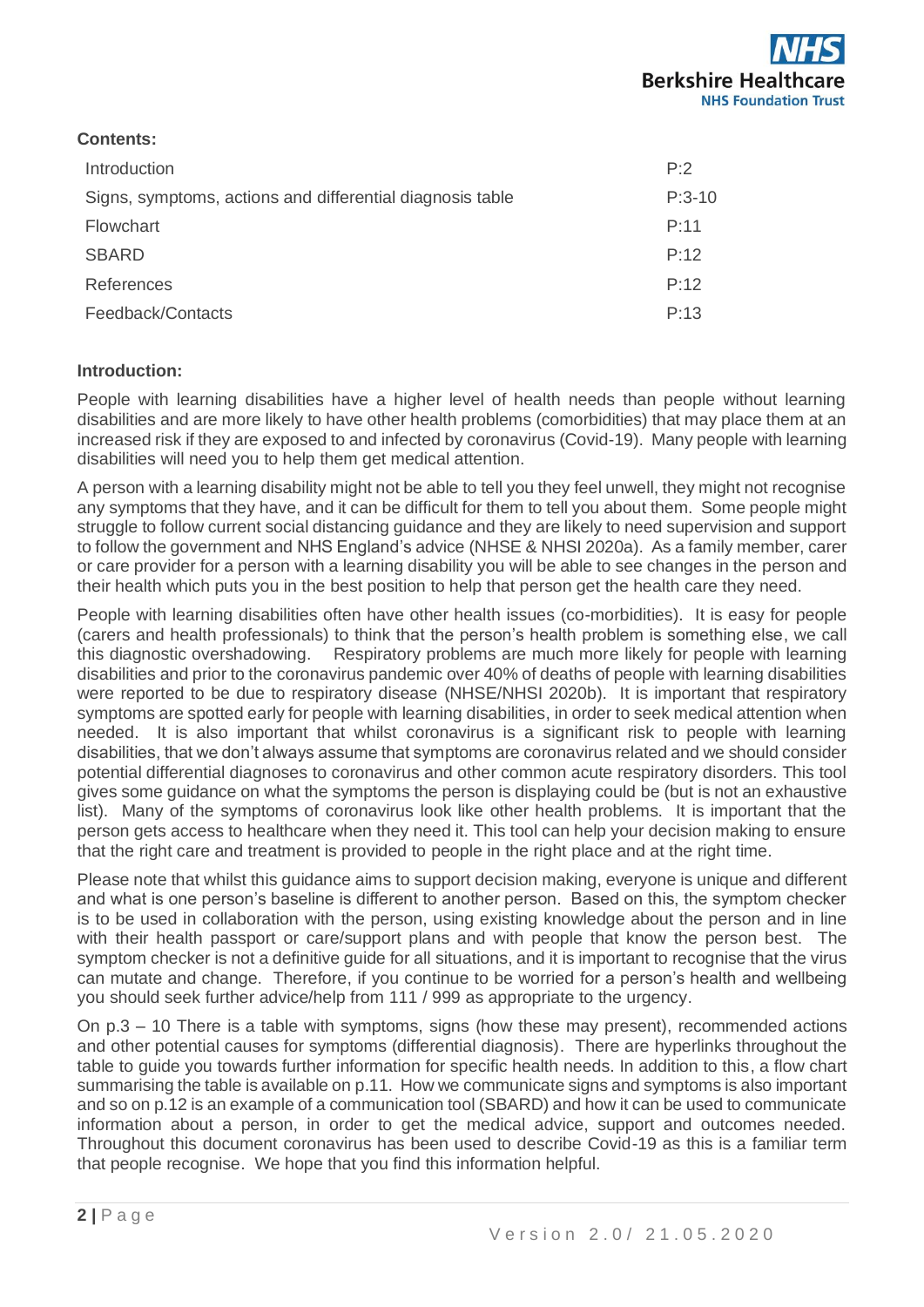**Contents:**

| | |
|---|---|
| Introduction | P:2 |
| Signs, symptoms, actions and differential diagnosis table | P:3-10 |
| Flowchart | P:11 |
| SBARD | P:12 |
| References | P:12 |
| Feedback/Contacts | P:13 |

**Introduction:**

People with learning disabilities have a higher level of health needs than people without learning disabilities and are more likely to have other health problems (comorbidities) that may place them at an increased risk if they are exposed to and infected by coronavirus (Covid-19). Many people with learning disabilities will need you to help them get medical attention.

A person with a learning disability might not be able to tell you they feel unwell, they might not recognise any symptoms that they have, and it can be difficult for them to tell you about them. Some people might struggle to follow current social distancing guidance and they are likely to need supervision and support to follow the government and NHS England's advice (NHSE & NHSI 2020a). As a family member, carer or care provider for a person with a learning disability you will be able to see changes in the person and their health which puts you in the best position to help that person get the health care they need.

People with learning disabilities often have other health issues (co-morbidities). It is easy for people (carers and health professionals) to think that the person's health problem is something else, we call this diagnostic overshadowing. Respiratory problems are much more likely for people with learning disabilities and prior to the coronavirus pandemic over 40% of deaths of people with learning disabilities were reported to be due to respiratory disease (NHSE/NHSI 2020b). It is important that respiratory symptoms are spotted early for people with learning disabilities, in order to seek medical attention when needed. It is also important that whilst coronavirus is a significant risk to people with learning disabilities, that we don't always assume that symptoms are coronavirus related and we should consider potential differential diagnoses to coronavirus and other common acute respiratory disorders. This tool gives some guidance on what the symptoms the person is displaying could be (but is not an exhaustive list). Many of the symptoms of coronavirus look like other health problems. It is important that the person gets access to healthcare when they need it. This tool can help your decision making to ensure that the right care and treatment is provided to people in the right place and at the right time.

Please note that whilst this guidance aims to support decision making, everyone is unique and different and what is one person's baseline is different to another person. Based on this, the symptom checker is to be used in collaboration with the person, using existing knowledge about the person and in line with their health passport or care/support plans and with people that know the person best. The symptom checker is not a definitive guide for all situations, and it is important to recognise that the virus can mutate and change. Therefore, if you continue to be worried for a person's health and wellbeing you should seek further advice/help from 111 / 999 as appropriate to the urgency.

On p.3 – 10 There is a table with symptoms, signs (how these may present), recommended actions and other potential causes for symptoms (differential diagnosis). There are hyperlinks throughout the table to guide you towards further information for specific health needs. In addition to this, a flow chart summarising the table is available on p.11. How we communicate signs and symptoms is also important and so on p.12 is an example of a communication tool (SBARD) and how it can be used to communicate information about a person, in order to get the medical advice, support and outcomes needed. Throughout this document coronavirus has been used to describe Covid-19 as this is a familiar term that people recognise. We hope that you find this information helpful.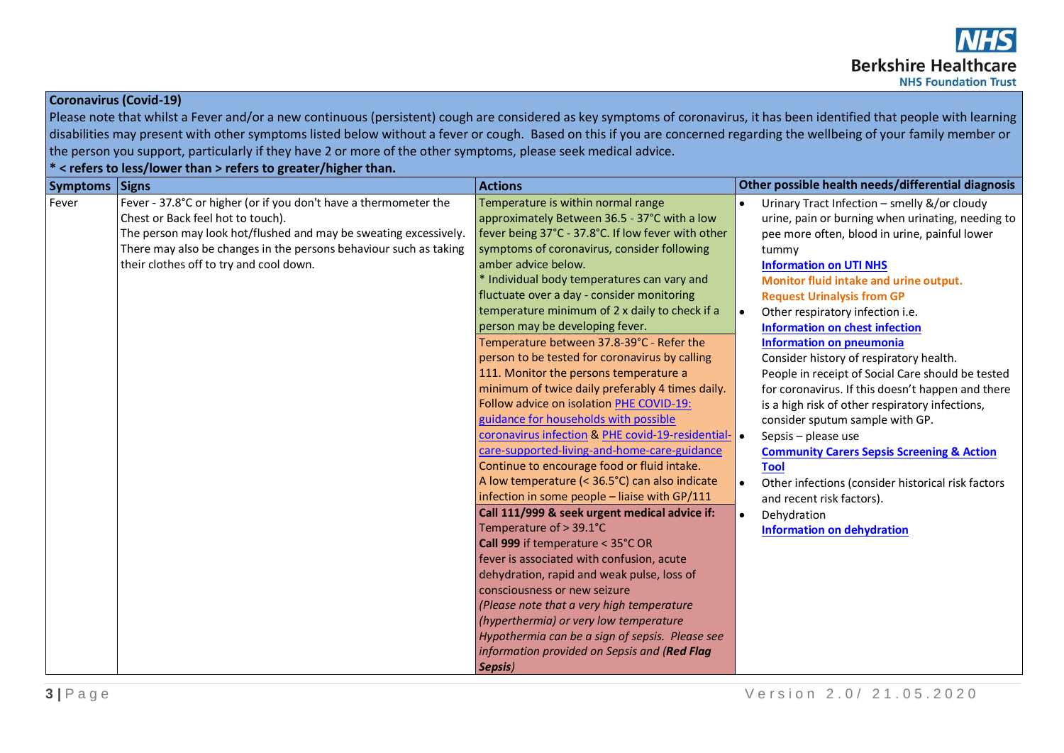**Coronavirus (Covid-19)**

Please note that whilst a Fever and/or a new continuous (persistent) cough are considered as key symptoms of coronavirus, it has been identified that people with learning disabilities may present with other symptoms listed below without a fever or cough. Based on this if you are concerned regarding the wellbeing of your family member or the person you support, particularly if they have 2 or more of the other symptoms, please seek medical advice.

**\* < refers to less/lower than > refers to greater/higher than.**

| Symptoms | Signs | Actions | Other possible health needs/differential diagnosis |
|---|---|---|---|
| Fever | Fever - 37.8°C or higher (or if you don't have a thermometer the Chest or Back feel hot to touch).<br>The person may look hot/flushed and may be sweating excessively.<br>There may also be changes in the persons behaviour such as taking their clothes off to try and cool down. | Temperature is within normal range approximately Between 36.5 - 37°C with a low fever being 37°C - 37.8°C. If low fever with other symptoms of coronavirus, consider following amber advice below.<br>* Individual body temperatures can vary and fluctuate over a day - consider monitoring temperature minimum of 2 x daily to check if a person may be developing fever.<br><br>Temperature between 37.8-39°C - Refer the person to be tested for coronavirus by calling 111. Monitor the persons temperature a minimum of twice daily preferably 4 times daily. Follow advice on isolation PHE COVID-19: guidance for households with possible coronavirus infection & PHE covid-19-residential-care-supported-living-and-home-care-guidance<br>Continue to encourage food or fluid intake.<br>A low temperature (< 36.5°C) can also indicate infection in some people – liaise with GP/111<br><br>**Call 111/999 & seek urgent medical advice if:**<br>Temperature of > 39.1°C<br>**Call 999** if temperature < 35°C OR fever is associated with confusion, acute dehydration, rapid and weak pulse, loss of consciousness or new seizure<br>*(Please note that a very high temperature (hyperthermia) or very low temperature Hypothermia can be a sign of sepsis. Please see information provided on Sepsis and (**Red Flag Sepsis**)* | • Urinary Tract Infection – smelly &/or cloudy urine, pain or burning when urinating, needing to pee more often, blood in urine, painful lower tummy<br>**Information on UTI NHS**<br>**Monitor fluid intake and urine output.**<br>**Request Urinalysis from GP**<br>• Other respiratory infection i.e.<br>**Information on chest infection**<br>**Information on pneumonia**<br>Consider history of respiratory health.<br>People in receipt of Social Care should be tested for coronavirus. If this doesn't happen and there is a high risk of other respiratory infections, consider sputum sample with GP.<br>• Sepsis – please use **Community Carers Sepsis Screening & Action Tool**<br>• Other infections (consider historical risk factors and recent risk factors).<br>• Dehydration<br>**Information on dehydration** |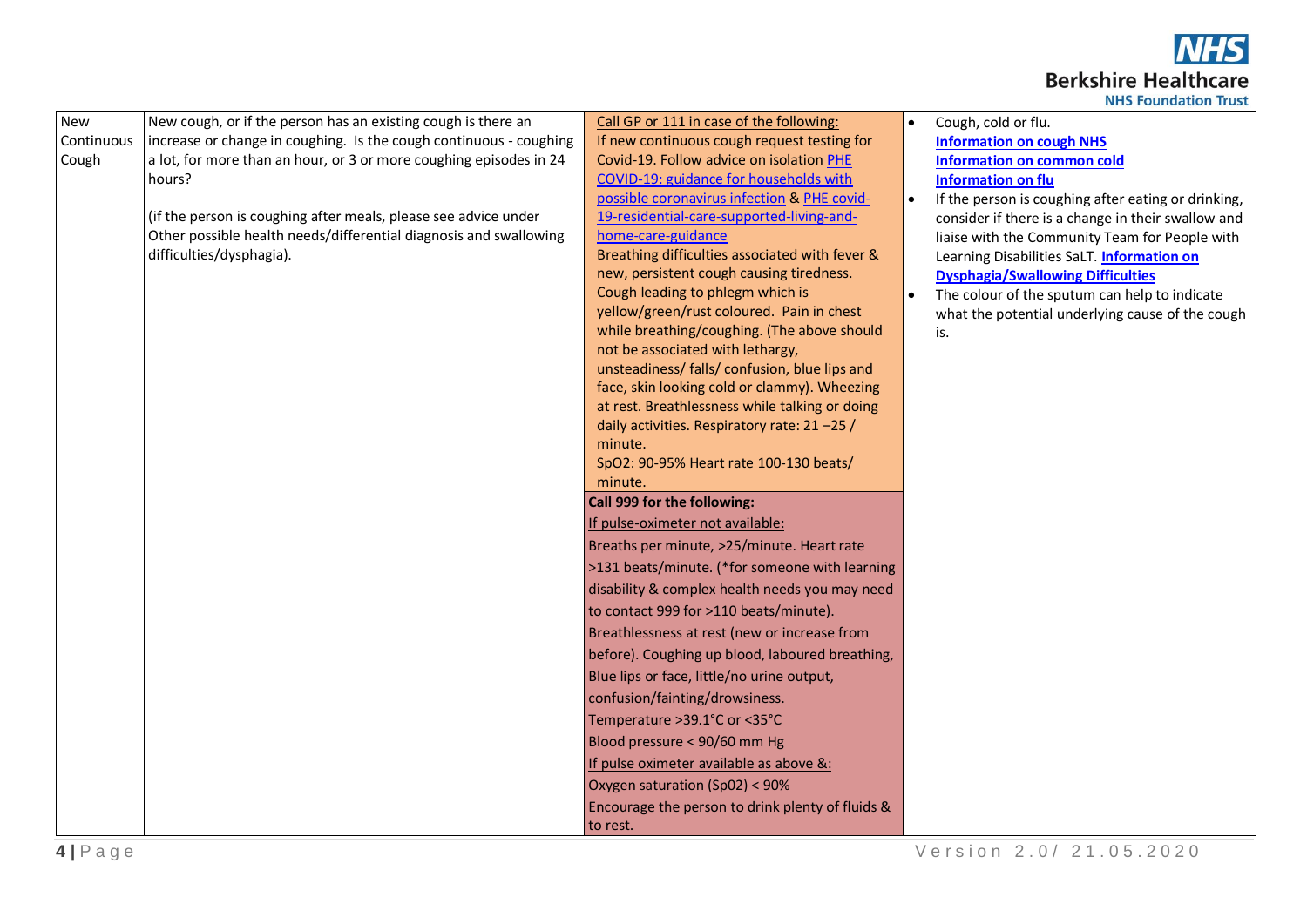| New Continuous Cough | New cough, or if the person has an existing cough is there an increase or change in coughing. Is the cough continuous - coughing a lot, for more than an hour, or 3 or more coughing episodes in 24 hours?<br><br>(if the person is coughing after meals, please see advice under Other possible health needs/differential diagnosis and swallowing difficulties/dysphagia). | Call GP or 111 in case of the following:<br>If new continuous cough request testing for Covid-19. Follow advice on isolation PHE COVID-19: guidance for households with possible coronavirus infection & PHE covid-19-residential-care-supported-living-and-home-care-guidance<br>Breathing difficulties associated with fever & new, persistent cough causing tiredness. Cough leading to phlegm which is yellow/green/rust coloured. Pain in chest while breathing/coughing. (The above should not be associated with lethargy, unsteadiness/ falls/ confusion, blue lips and face, skin looking cold or clammy). Wheezing at rest. Breathlessness while talking or doing daily activities. Respiratory rate: 21 –25 / minute.<br>SpO2: 90-95% Heart rate 100-130 beats/ minute.<br><br>**Call 999 for the following:**<br>If pulse-oximeter not available:<br>Breaths per minute, >25/minute. Heart rate >131 beats/minute. (*for someone with learning disability & complex health needs you may need to contact 999 for >110 beats/minute).<br>Breathlessness at rest (new or increase from before). Coughing up blood, laboured breathing, Blue lips or face, little/no urine output, confusion/fainting/drowsiness.<br>Temperature >39.1°C or <35°C<br>Blood pressure < 90/60 mm Hg<br>If pulse oximeter available as above &:<br>Oxygen saturation (Sp02) < 90%<br>Encourage the person to drink plenty of fluids & to rest. | • Cough, cold or flu.<br>**Information on cough NHS**<br>**Information on common cold**<br>**Information on flu**<br>• If the person is coughing after eating or drinking, consider if there is a change in their swallow and liaise with the Community Team for People with Learning Disabilities SaLT. **Information on Dysphagia/Swallowing Difficulties**<br>• The colour of the sputum can help to indicate what the potential underlying cause of the cough is. |
|---|---|---|---|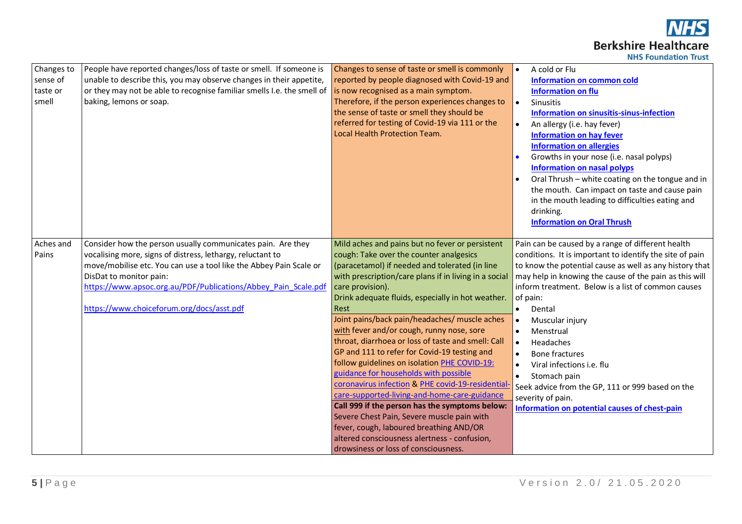| Changes to sense of taste or smell | People have reported changes/loss of taste or smell. If someone is unable to describe this, you may observe changes in their appetite, or they may not be able to recognise familiar smells I.e. the smell of baking, lemons or soap. | Changes to sense of taste or smell is commonly reported by people diagnosed with Covid-19 and is now recognised as a main symptom. Therefore, if the person experiences changes to the sense of taste or smell they should be referred for testing of Covid-19 via 111 or the Local Health Protection Team. | • A cold or Flu<br>**Information on common cold**<br>**Information on flu**<br>• Sinusitis<br>**Information on sinusitis-sinus-infection**<br>• An allergy (i.e. hay fever)<br>**Information on hay fever**<br>**Information on allergies**<br>• Growths in your nose (i.e. nasal polyps)<br>**Information on nasal polyps**<br>• Oral Thrush – white coating on the tongue and in the mouth. Can impact on taste and cause pain in the mouth leading to difficulties eating and drinking.<br>**Information on Oral Thrush** |
|---|---|---|---|
| Aches and Pains | Consider how the person usually communicates pain. Are they vocalising more, signs of distress, lethargy, reluctant to move/mobilise etc. You can use a tool like the Abbey Pain Scale or DisDat to monitor pain:<br>https://www.apsoc.org.au/PDF/Publications/Abbey_Pain_Scale.pdf<br><br>https://www.choiceforum.org/docs/asst.pdf | Mild aches and pains but no fever or persistent cough: Take over the counter analgesics (paracetamol) if needed and tolerated (in line with prescription/care plans if in living in a social care provision).<br>Drink adequate fluids, especially in hot weather.<br>Rest<br>Joint pains/back pain/headaches/ muscle aches with fever and/or cough, runny nose, sore throat, diarrhoea or loss of taste and smell: Call GP and 111 to refer for Covid-19 testing and follow guidelines on isolation PHE COVID-19: guidance for households with possible coronavirus infection & PHE covid-19-residential-care-supported-living-and-home-care-guidance<br>**Call 999 if the person has the symptoms below:**<br>Severe Chest Pain, Severe muscle pain with fever, cough, laboured breathing AND/OR altered consciousness alertness - confusion, drowsiness or loss of consciousness. | Pain can be caused by a range of different health conditions. It is important to identify the site of pain to know the potential cause as well as any history that may help in knowing the cause of the pain as this will inform treatment. Below is a list of common causes of pain:<br>• Dental<br>• Muscular injury<br>• Menstrual<br>• Headaches<br>• Bone fractures<br>• Viral infections i.e. flu<br>• Stomach pain<br>Seek advice from the GP, 111 or 999 based on the severity of pain.<br>**Information on potential causes of chest-pain** |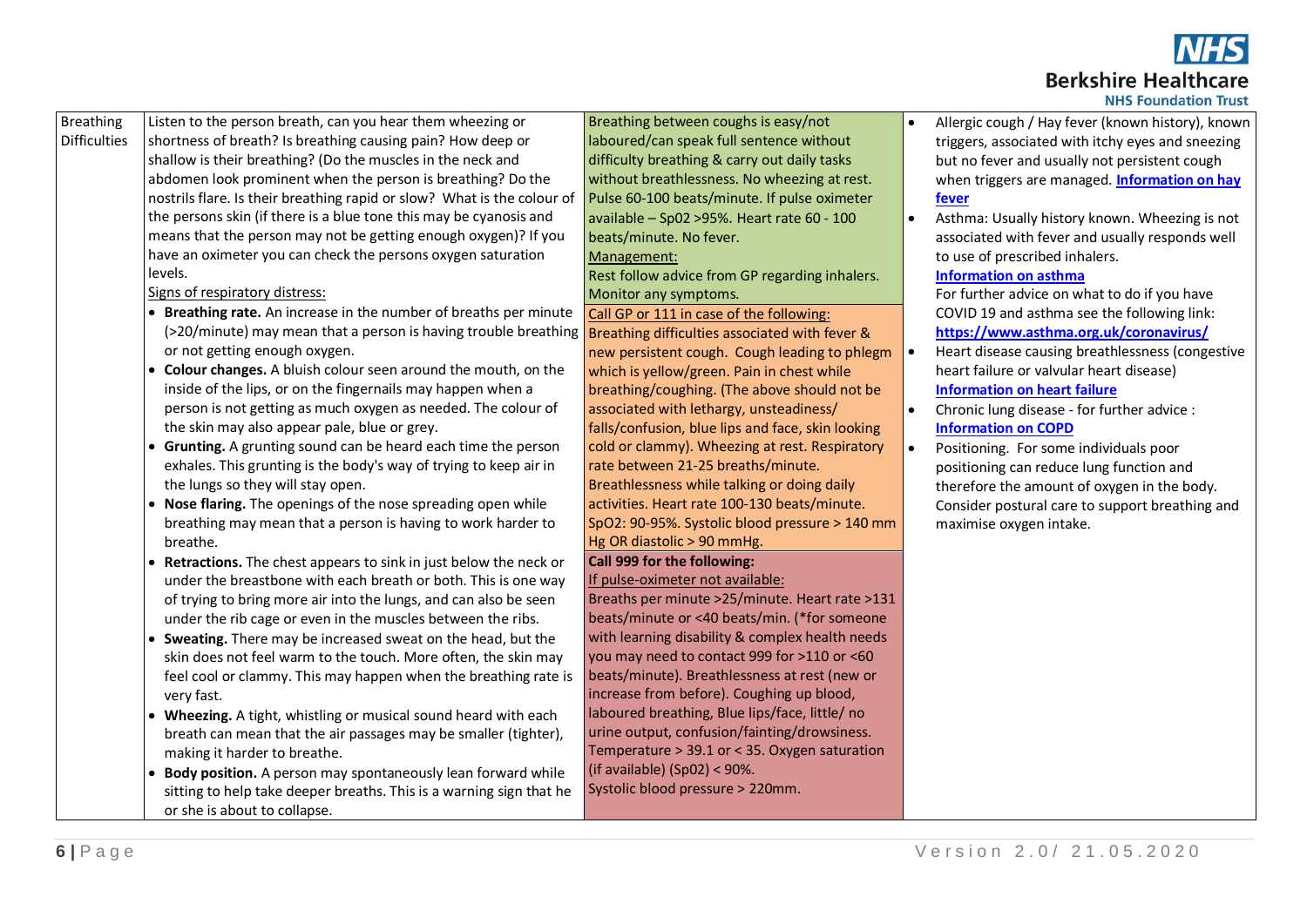| Breathing Difficulties | Listen to the person breath, can you hear them wheezing or shortness of breath? Is breathing causing pain? How deep or shallow is their breathing? (Do the muscles in the neck and abdomen look prominent when the person is breathing? Do the nostrils flare. Is their breathing rapid or slow? What is the colour of the persons skin (if there is a blue tone this may be cyanosis and means that the person may not be getting enough oxygen)? If you have an oximeter you can check the persons oxygen saturation levels.<br>Signs of respiratory distress:<br>• **Breathing rate.** An increase in the number of breaths per minute (>20/minute) may mean that a person is having trouble breathing or not getting enough oxygen.<br>• **Colour changes.** A bluish colour seen around the mouth, on the inside of the lips, or on the fingernails may happen when a person is not getting as much oxygen as needed. The colour of the skin may also appear pale, blue or grey.<br>• **Grunting.** A grunting sound can be heard each time the person exhales. This grunting is the body's way of trying to keep air in the lungs so they will stay open.<br>• **Nose flaring.** The openings of the nose spreading open while breathing may mean that a person is having to work harder to breathe.<br>• **Retractions.** The chest appears to sink in just below the neck or under the breastbone with each breath or both. This is one way of trying to bring more air into the lungs, and can also be seen under the rib cage or even in the muscles between the ribs.<br>• **Sweating.** There may be increased sweat on the head, but the skin does not feel warm to the touch. More often, the skin may feel cool or clammy. This may happen when the breathing rate is very fast.<br>• **Wheezing.** A tight, whistling or musical sound heard with each breath can mean that the air passages may be smaller (tighter), making it harder to breathe.<br>• **Body position.** A person may spontaneously lean forward while sitting to help take deeper breaths. This is a warning sign that he or she is about to collapse. | Breathing between coughs is easy/not laboured/can speak full sentence without difficulty breathing & carry out daily tasks without breathlessness. No wheezing at rest. Pulse 60-100 beats/minute. If pulse oximeter available – Sp02 >95%. Heart rate 60 - 100 beats/minute. No fever.<br>Management:<br>Rest follow advice from GP regarding inhalers. Monitor any symptoms.<br><br>Call GP or 111 in case of the following:<br>Breathing difficulties associated with fever & new persistent cough. Cough leading to phlegm which is yellow/green. Pain in chest while breathing/coughing. (The above should not be associated with lethargy, unsteadiness/ falls/confusion, blue lips and face, skin looking cold or clammy). Wheezing at rest. Respiratory rate between 21-25 breaths/minute. Breathlessness while talking or doing daily activities. Heart rate 100-130 beats/minute. SpO2: 90-95%. Systolic blood pressure > 140 mm Hg OR diastolic > 90 mmHg.<br><br>**Call 999 for the following:**<br>If pulse-oximeter not available:<br>Breaths per minute >25/minute. Heart rate >131 beats/minute or <40 beats/min. (*for someone with learning disability & complex health needs you may need to contact 999 for >110 or <60 beats/minute). Breathlessness at rest (new or increase from before). Coughing up blood, laboured breathing, Blue lips/face, little/ no urine output, confusion/fainting/drowsiness. Temperature > 39.1 or < 35. Oxygen saturation (if available) (Sp02) < 90%.<br>Systolic blood pressure > 220mm. | • Allergic cough / Hay fever (known history), known triggers, associated with itchy eyes and sneezing but no fever and usually not persistent cough when triggers are managed. **Information on hay fever**<br>• Asthma: Usually history known. Wheezing is not associated with fever and usually responds well to use of prescribed inhalers.<br>**Information on asthma**<br>For further advice on what to do if you have COVID 19 and asthma see the following link: **https://www.asthma.org.uk/coronavirus/**<br>• Heart disease causing breathlessness (congestive heart failure or valvular heart disease)<br>**Information on heart failure**<br>• Chronic lung disease - for further advice : **Information on COPD**<br>• Positioning. For some individuals poor positioning can reduce lung function and therefore the amount of oxygen in the body. Consider postural care to support breathing and maximise oxygen intake. |
|---|---|---|---|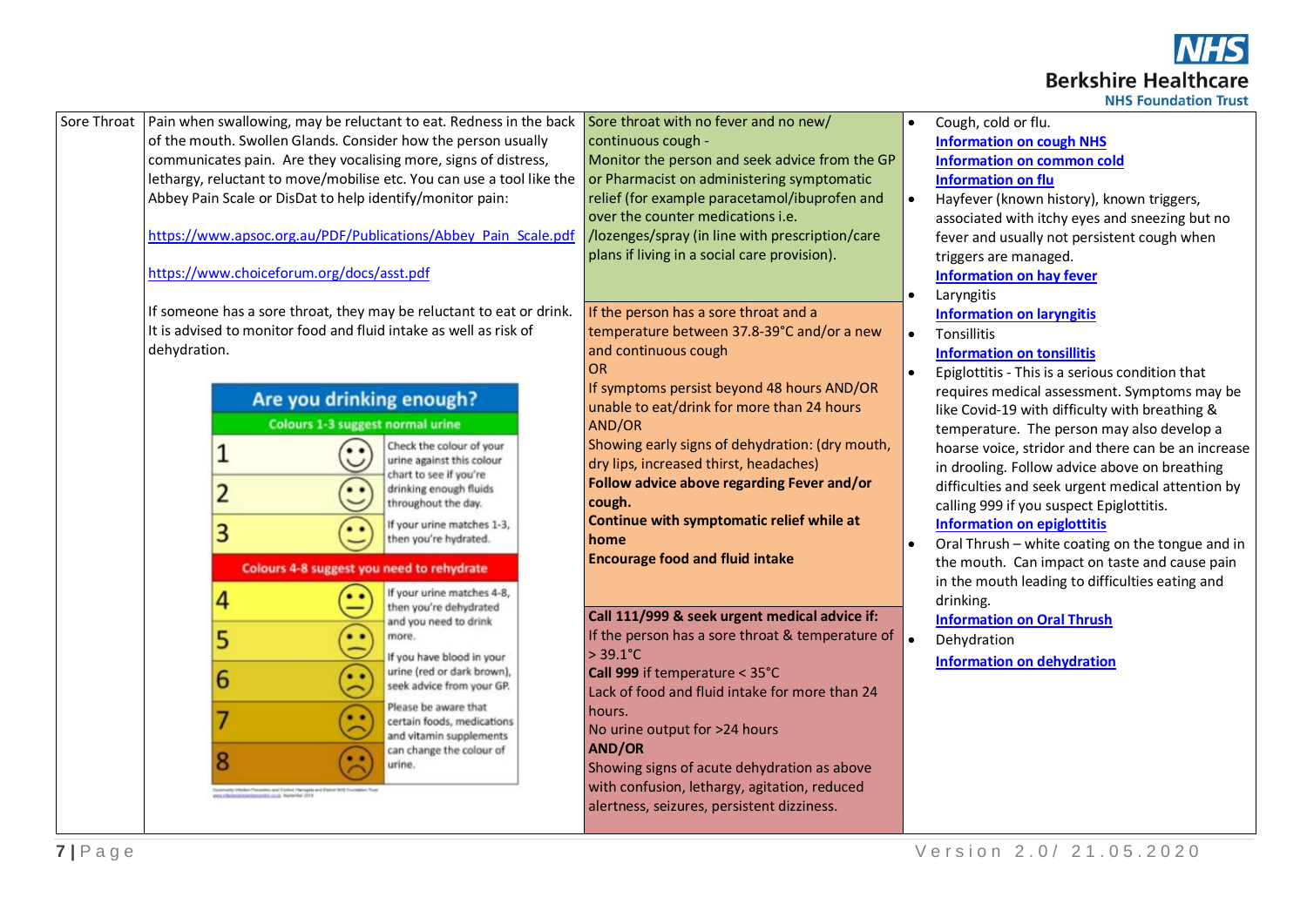| Sore Throat | Pain when swallowing, may be reluctant to eat. Redness in the back of the mouth. Swollen Glands. Consider how the person usually communicates pain. Are they vocalising more, signs of distress, lethargy, reluctant to move/mobilise etc. You can use a tool like the Abbey Pain Scale or DisDat to help identify/monitor pain:<br><br>https://www.apsoc.org.au/PDF/Publications/Abbey_Pain_Scale.pdf<br><br>https://www.choiceforum.org/docs/asst.pdf<br><br>If someone has a sore throat, they may be reluctant to eat or drink. It is advised to monitor food and fluid intake as well as risk of dehydration.<br><br>**Are you drinking enough?**<br>Colours 1-3 suggest normal urine<br>1, 2, 3 – Check the colour of your urine against this colour chart to see if you're drinking enough fluids throughout the day. If your urine matches 1-3, then you're hydrated.<br>Colours 4-8 suggest you need to rehydrate<br>4, 5, 6, 7, 8 – If your urine matches 4-8, then you're dehydrated and you need to drink more. If you have blood in your urine (red or dark brown), seek advice from your GP. Please be aware that certain foods, medications and vitamin supplements can change the colour of urine. | Sore throat with no fever and no new/ continuous cough -<br>Monitor the person and seek advice from the GP or Pharmacist on administering symptomatic relief (for example paracetamol/ibuprofen and over the counter medications i.e. /lozenges/spray (in line with prescription/care plans if living in a social care provision).<br><br>If the person has a sore throat and a temperature between 37.8-39°C and/or a new and continuous cough<br>OR<br>If symptoms persist beyond 48 hours AND/OR unable to eat/drink for more than 24 hours<br>AND/OR<br>Showing early signs of dehydration: (dry mouth, dry lips, increased thirst, headaches)<br>**Follow advice above regarding Fever and/or cough.**<br>**Continue with symptomatic relief while at home**<br>**Encourage food and fluid intake**<br><br>**Call 111/999 & seek urgent medical advice if:**<br>If the person has a sore throat & temperature of > 39.1°C<br>**Call 999** if temperature < 35°C<br>Lack of food and fluid intake for more than 24 hours.<br>No urine output for >24 hours<br>**AND/OR**<br>Showing signs of acute dehydration as above with confusion, lethargy, agitation, reduced alertness, seizures, persistent dizziness. | • Cough, cold or flu.<br>**Information on cough NHS**<br>**Information on common cold**<br>**Information on flu**<br>• Hayfever (known history), known triggers, associated with itchy eyes and sneezing but no fever and usually not persistent cough when triggers are managed.<br>**Information on hay fever**<br>• Laryngitis<br>**Information on laryngitis**<br>• Tonsillitis<br>**Information on tonsillitis**<br>• Epiglottitis - This is a serious condition that requires medical assessment. Symptoms may be like Covid-19 with difficulty with breathing & temperature. The person may also develop a hoarse voice, stridor and there can be an increase in drooling. Follow advice above on breathing difficulties and seek urgent medical attention by calling 999 if you suspect Epiglottitis.<br>**Information on epiglottitis**<br>• Oral Thrush – white coating on the tongue and in the mouth. Can impact on taste and cause pain in the mouth leading to difficulties eating and drinking.<br>**Information on Oral Thrush**<br>• Dehydration<br>**Information on dehydration** |
|---|---|---|---|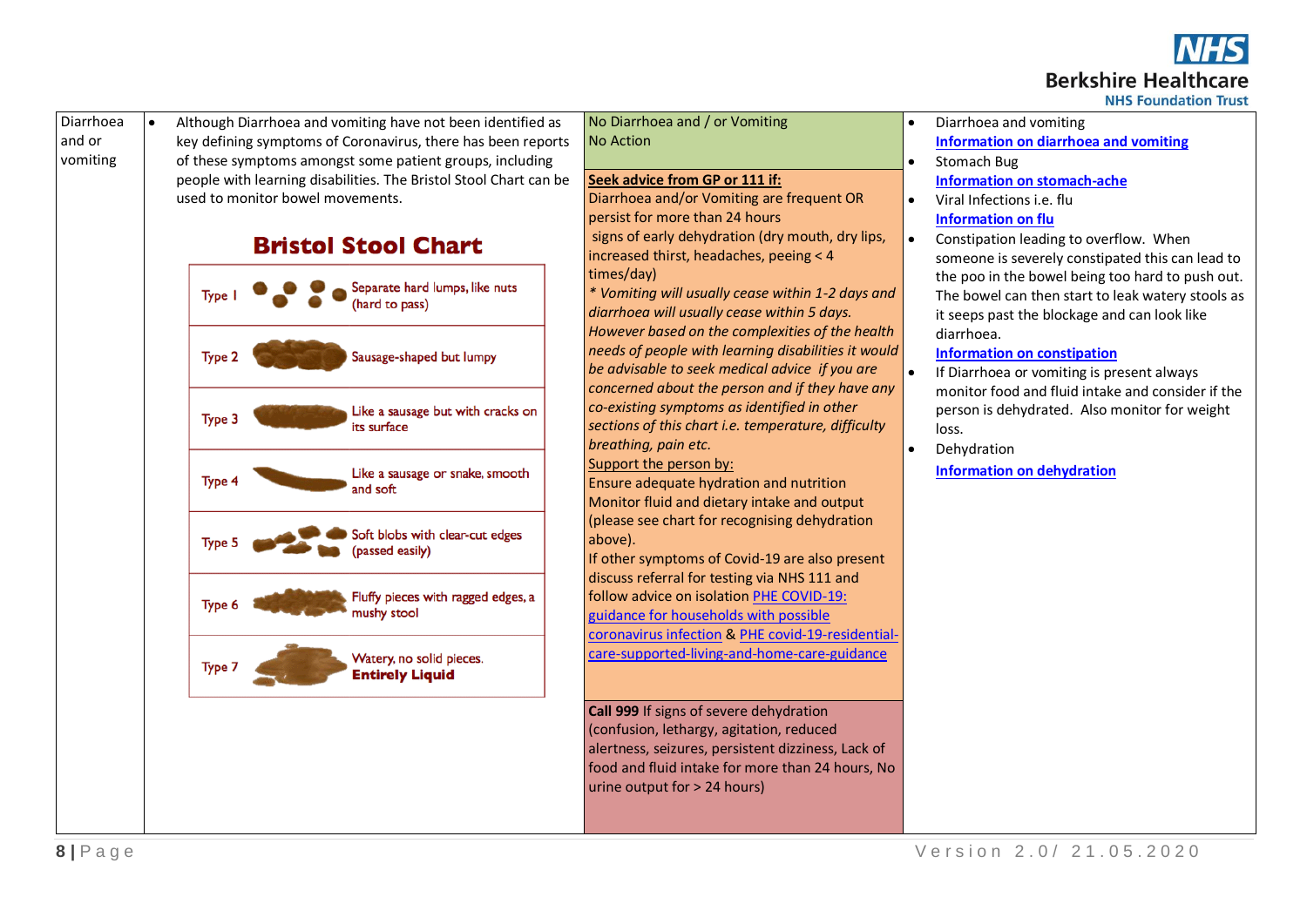| | | | |
|---|---|---|---|
| Diarrhoea and or vomiting | • Although Diarrhoea and vomiting have not been identified as key defining symptoms of Coronavirus, there has been reports of these symptoms amongst some patient groups, including people with learning disabilities. The Bristol Stool Chart can be used to monitor bowel movements.<br><br>**Bristol Stool Chart**<br>Type 1 – Separate hard lumps, like nuts (hard to pass)<br>Type 2 – Sausage-shaped but lumpy<br>Type 3 – Like a sausage but with cracks on its surface<br>Type 4 – Like a sausage or snake, smooth and soft<br>Type 5 – Soft blobs with clear-cut edges (passed easily)<br>Type 6 – Fluffy pieces with ragged edges, a mushy stool<br>Type 7 – Watery, no solid pieces. **Entirely Liquid** | No Diarrhoea and / or Vomiting<br>No Action<br><br>**Seek advice from GP or 111 if:**<br>Diarrhoea and/or Vomiting are frequent OR persist for more than 24 hours<br>signs of early dehydration (dry mouth, dry lips, increased thirst, headaches, peeing < 4 times/day)<br>*\* Vomiting will usually cease within 1-2 days and diarrhoea will usually cease within 5 days. However based on the complexities of the health needs of people with learning disabilities it would be advisable to seek medical advice if you are concerned about the person and if they have any co-existing symptoms as identified in other sections of this chart i.e. temperature, difficulty breathing, pain etc.*<br>Support the person by:<br>Ensure adequate hydration and nutrition<br>Monitor fluid and dietary intake and output (please see chart for recognising dehydration above).<br>If other symptoms of Covid-19 are also present discuss referral for testing via NHS 111 and follow advice on isolation PHE COVID-19: guidance for households with possible coronavirus infection & PHE covid-19-residential-care-supported-living-and-home-care-guidance<br><br>**Call 999** If signs of severe dehydration (confusion, lethargy, agitation, reduced alertness, seizures, persistent dizziness, Lack of food and fluid intake for more than 24 hours, No urine output for > 24 hours) | • Diarrhoea and vomiting **Information on diarrhoea and vomiting**<br>• Stomach Bug **Information on stomach-ache**<br>• Viral Infections i.e. flu **Information on flu**<br>• Constipation leading to overflow. When someone is severely constipated this can lead to the poo in the bowel being too hard to push out. The bowel can then start to leak watery stools as it seeps past the blockage and can look like diarrhoea. **Information on constipation**<br>• If Diarrhoea or vomiting is present always monitor food and fluid intake and consider if the person is dehydrated. Also monitor for weight loss.<br>• Dehydration **Information on dehydration** |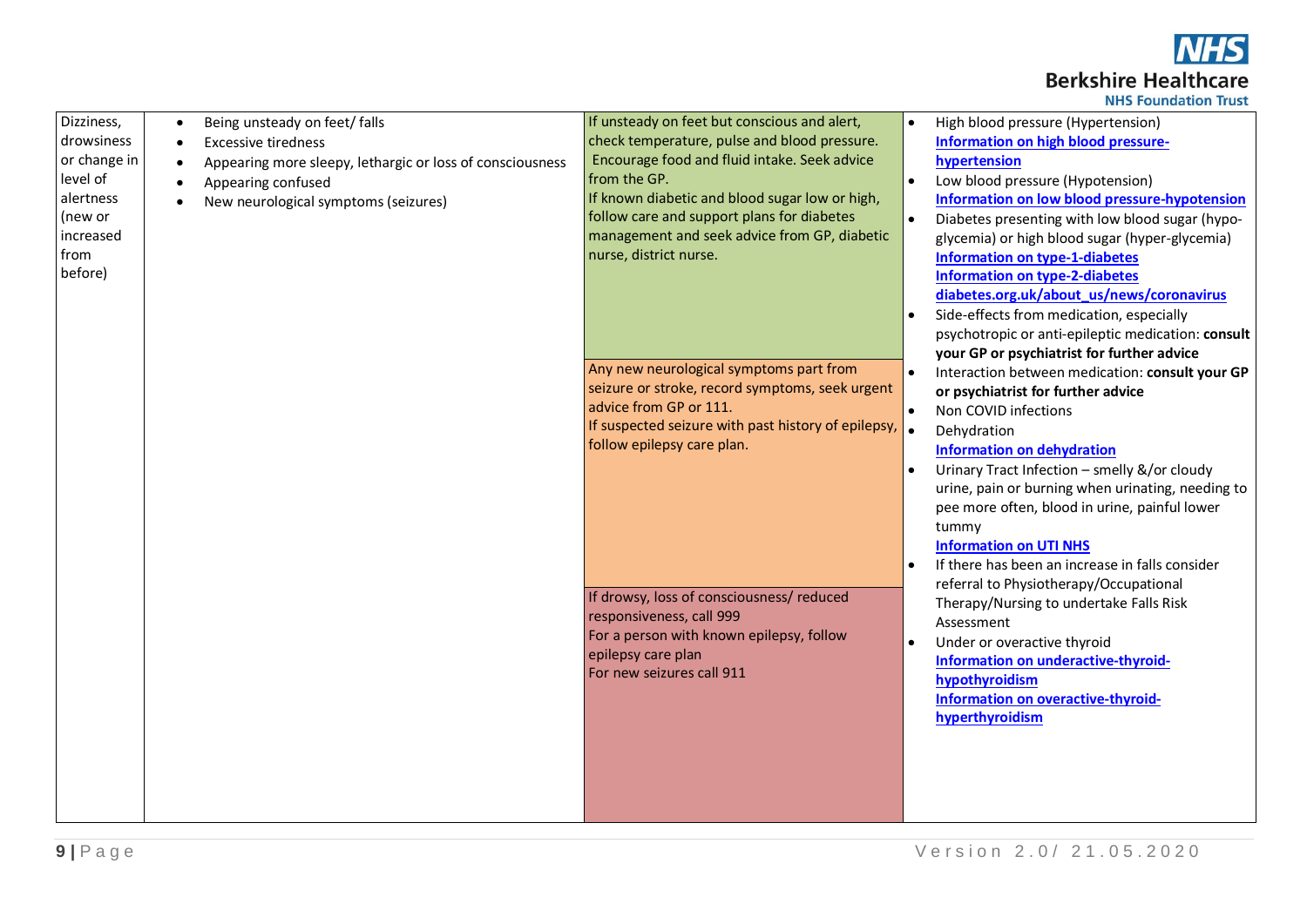| | | | |
|---|---|---|---|
| Dizziness, drowsiness or change in level of alertness (new or increased from before) | • Being unsteady on feet/ falls<br>• Excessive tiredness<br>• Appearing more sleepy, lethargic or loss of consciousness<br>• Appearing confused<br>• New neurological symptoms (seizures) | If unsteady on feet but conscious and alert, check temperature, pulse and blood pressure. Encourage food and fluid intake. Seek advice from the GP.<br>If known diabetic and blood sugar low or high, follow care and support plans for diabetes management and seek advice from GP, diabetic nurse, district nurse. | • High blood pressure (Hypertension) **Information on high blood pressure-hypertension**<br>• Low blood pressure (Hypotension) **Information on low blood pressure-hypotension**<br>• Diabetes presenting with low blood sugar (hypo-glycemia) or high blood sugar (hyper-glycemia) **Information on type-1-diabetes** **Information on type-2-diabetes** **diabetes.org.uk/about_us/news/coronavirus**<br>• Side-effects from medication, especially psychotropic or anti-epileptic medication: **consult your GP or psychiatrist for further advice**<br>• Interaction between medication: **consult your GP or psychiatrist for further advice**<br>• Non COVID infections<br>• Dehydration **Information on dehydration**<br>• Urinary Tract Infection – smelly &/or cloudy urine, pain or burning when urinating, needing to pee more often, blood in urine, painful lower tummy **Information on UTI NHS**<br>• If there has been an increase in falls consider referral to Physiotherapy/Occupational Therapy/Nursing to undertake Falls Risk Assessment<br>• Under or overactive thyroid **Information on underactive-thyroid-hypothyroidism** **Information on overactive-thyroid-hyperthyroidism** |
| | | Any new neurological symptoms part from seizure or stroke, record symptoms, seek urgent advice from GP or 111.<br>If suspected seizure with past history of epilepsy, follow epilepsy care plan. | |
| | | If drowsy, loss of consciousness/ reduced responsiveness, call 999<br>For a person with known epilepsy, follow epilepsy care plan<br>For new seizures call 911 | |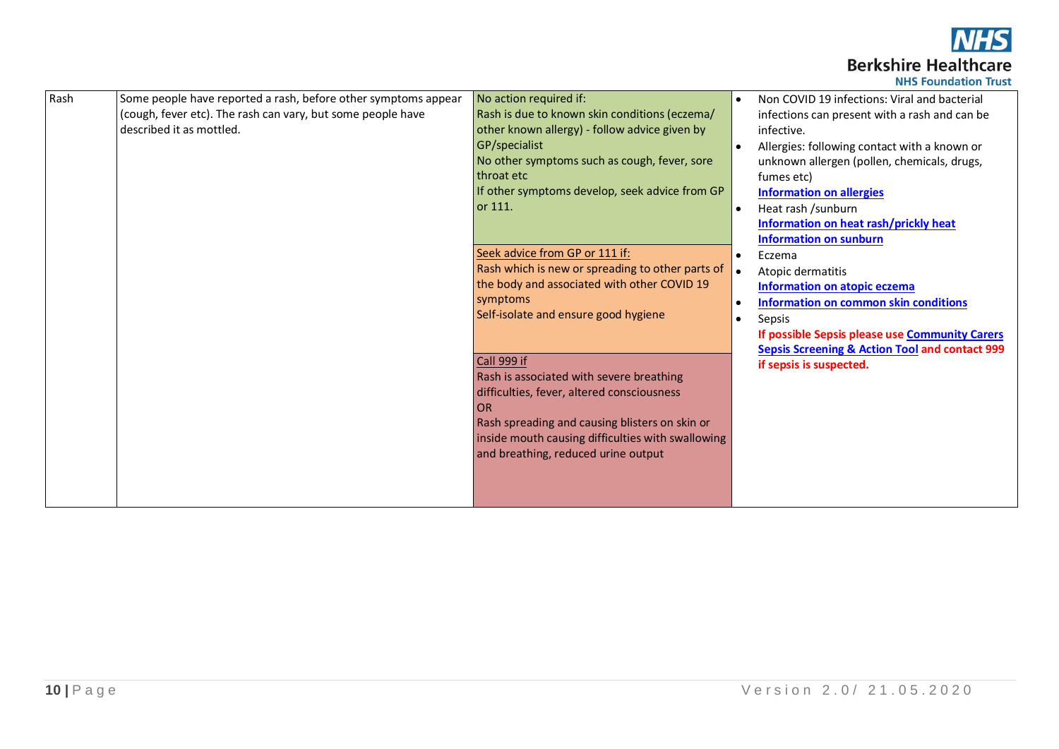| | | | |
|---|---|---|---|
| Rash | Some people have reported a rash, before other symptoms appear (cough, fever etc). The rash can vary, but some people have described it as mottled. | No action required if:<br>Rash is due to known skin conditions (eczema/ other known allergy) - follow advice given by GP/specialist<br>No other symptoms such as cough, fever, sore throat etc<br>If other symptoms develop, seek advice from GP or 111.<br><br>Seek advice from GP or 111 if:<br>Rash which is new or spreading to other parts of the body and associated with other COVID 19 symptoms<br>Self-isolate and ensure good hygiene<br><br>Call 999 if<br>Rash is associated with severe breathing difficulties, fever, altered consciousness<br>OR<br>Rash spreading and causing blisters on skin or inside mouth causing difficulties with swallowing and breathing, reduced urine output | • Non COVID 19 infections: Viral and bacterial infections can present with a rash and can be infective.<br>• Allergies: following contact with a known or unknown allergen (pollen, chemicals, drugs, fumes etc)<br>**Information on allergies**<br>• Heat rash /sunburn<br>**Information on heat rash/prickly heat**<br>**Information on sunburn**<br>• Eczema<br>• Atopic dermatitis<br>**Information on atopic eczema**<br>• **Information on common skin conditions**<br>• Sepsis<br>**If possible Sepsis please use Community Carers Sepsis Screening & Action Tool and contact 999 if sepsis is suspected.** |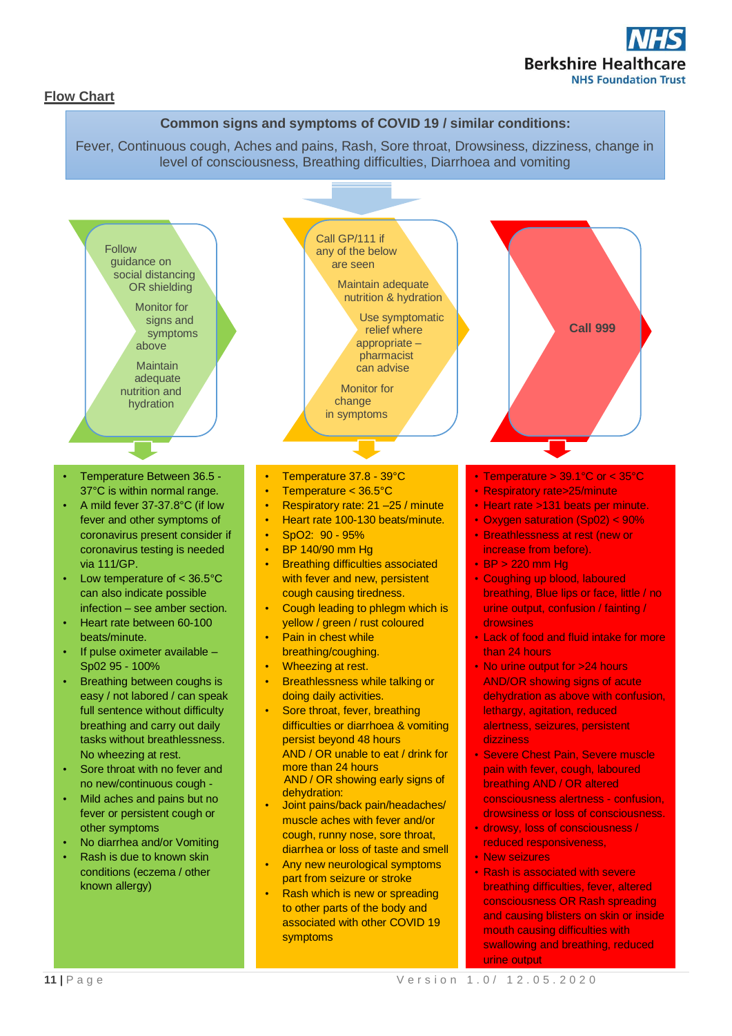## Flow Chart

**Common signs and symptoms of COVID 19 / similar conditions:**

Fever, Continuous cough, Aches and pains, Rash, Sore throat, Drowsiness, dizziness, change in level of consciousness, Breathing difficulties, Diarrhoea and vomiting

### Green

Follow guidance on social distancing OR shielding

Monitor for signs and symptoms above

Maintain adequate nutrition and hydration

- Temperature Between 36.5 - 37°C is within normal range.
- A mild fever 37-37.8°C (if low fever and other symptoms of coronavirus present consider if coronavirus testing is needed via 111/GP.
- Low temperature of < 36.5°C can also indicate possible infection – see amber section.
- Heart rate between 60-100 beats/minute.
- If pulse oximeter available – Sp02 95 - 100%
- Breathing between coughs is easy / not labored / can speak full sentence without difficulty breathing and carry out daily tasks without breathlessness. No wheezing at rest.
- Sore throat with no fever and no new/continuous cough -
- Mild aches and pains but no fever or persistent cough or other symptoms
- No diarrhea and/or Vomiting
- Rash is due to known skin conditions (eczema / other known allergy)

### Amber

Call GP/111 if any of the below are seen

Maintain adequate nutrition & hydration

Use symptomatic relief where appropriate – pharmacist can advise

Monitor for change in symptoms

- Temperature 37.8 - 39°C
- Temperature < 36.5°C
- Respiratory rate: 21 –25 / minute
- Heart rate 100-130 beats/minute.
- SpO2: 90 - 95%
- BP 140/90 mm Hg
- Breathing difficulties associated with fever and new, persistent cough causing tiredness.
- Cough leading to phlegm which is yellow / green / rust coloured
- Pain in chest while breathing/coughing.
- Wheezing at rest.
- Breathlessness while talking or doing daily activities.
- Sore throat, fever, breathing difficulties or diarrhoea & vomiting persist beyond 48 hours AND / OR unable to eat / drink for more than 24 hours AND / OR showing early signs of dehydration:
- Joint pains/back pain/headaches/ muscle aches with fever and/or cough, runny nose, sore throat, diarrhea or loss of taste and smell
- Any new neurological symptoms part from seizure or stroke
- Rash which is new or spreading to other parts of the body and associated with other COVID 19 symptoms

### Red

**Call 999**

- Temperature > 39.1°C or < 35°C
- Respiratory rate>25/minute
- Heart rate >131 beats per minute.
- Oxygen saturation (Sp02) < 90%
- Breathlessness at rest (new or increase from before).
- BP > 220 mm Hg
- Coughing up blood, laboured breathing, Blue lips or face, little / no urine output, confusion / fainting / drowsines
- Lack of food and fluid intake for more than 24 hours
- No urine output for >24 hours AND/OR showing signs of acute dehydration as above with confusion, lethargy, agitation, reduced alertness, seizures, persistent dizziness
- Severe Chest Pain, Severe muscle pain with fever, cough, laboured breathing AND / OR altered consciousness alertness - confusion, drowsiness or loss of consciousness.
- drowsy, loss of consciousness / reduced responsiveness,
- New seizures
- Rash is associated with severe breathing difficulties, fever, altered consciousness OR Rash spreading and causing blisters on skin or inside mouth causing difficulties with swallowing and breathing, reduced urine output

Version 1.0/ 12.05.2020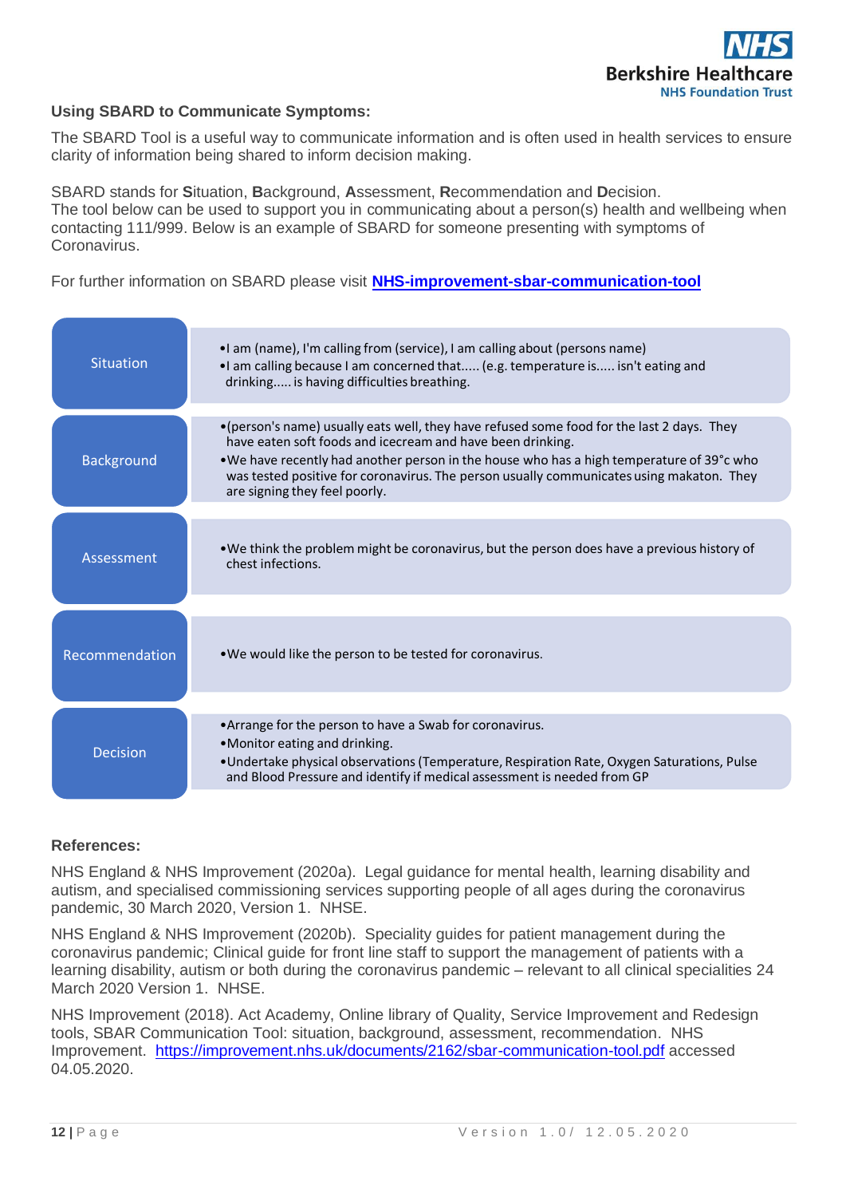### Using SBARD to Communicate Symptoms:

The SBARD Tool is a useful way to communicate information and is often used in health services to ensure clarity of information being shared to inform decision making.

SBARD stands for **S**ituation, **B**ackground, **A**ssessment, **R**ecommendation and **D**ecision.
The tool below can be used to support you in communicating about a person(s) health and wellbeing when contacting 111/999. Below is an example of SBARD for someone presenting with symptoms of Coronavirus.

For further information on SBARD please visit **[NHS-improvement-sbar-communication-tool](https://improvement.nhs.uk/documents/2162/sbar-communication-tool.pdf)**

| | |
|---|---|
| Situation | • I am (name), I'm calling from (service), I am calling about (persons name)<br>• I am calling because I am concerned that..... (e.g. temperature is..... isn't eating and drinking..... is having difficulties breathing. |
| Background | • (person's name) usually eats well, they have refused some food for the last 2 days. They have eaten soft foods and icecream and have been drinking.<br>• We have recently had another person in the house who has a high temperature of 39°c who was tested positive for coronavirus. The person usually communicates using makaton. They are signing they feel poorly. |
| Assessment | • We think the problem might be coronavirus, but the person does have a previous history of chest infections. |
| Recommendation | • We would like the person to be tested for coronavirus. |
| Decision | • Arrange for the person to have a Swab for coronavirus.<br>• Monitor eating and drinking.<br>• Undertake physical observations (Temperature, Respiration Rate, Oxygen Saturations, Pulse and Blood Pressure and identify if medical assessment is needed from GP |

### References:

NHS England & NHS Improvement (2020a). Legal guidance for mental health, learning disability and autism, and specialised commissioning services supporting people of all ages during the coronavirus pandemic, 30 March 2020, Version 1. NHSE.

NHS England & NHS Improvement (2020b). Speciality guides for patient management during the coronavirus pandemic; Clinical guide for front line staff to support the management of patients with a learning disability, autism or both during the coronavirus pandemic – relevant to all clinical specialities 24 March 2020 Version 1. NHSE.

NHS Improvement (2018). Act Academy, Online library of Quality, Service Improvement and Redesign tools, SBAR Communication Tool: situation, background, assessment, recommendation. NHS Improvement. https://improvement.nhs.uk/documents/2162/sbar-communication-tool.pdf accessed 04.05.2020.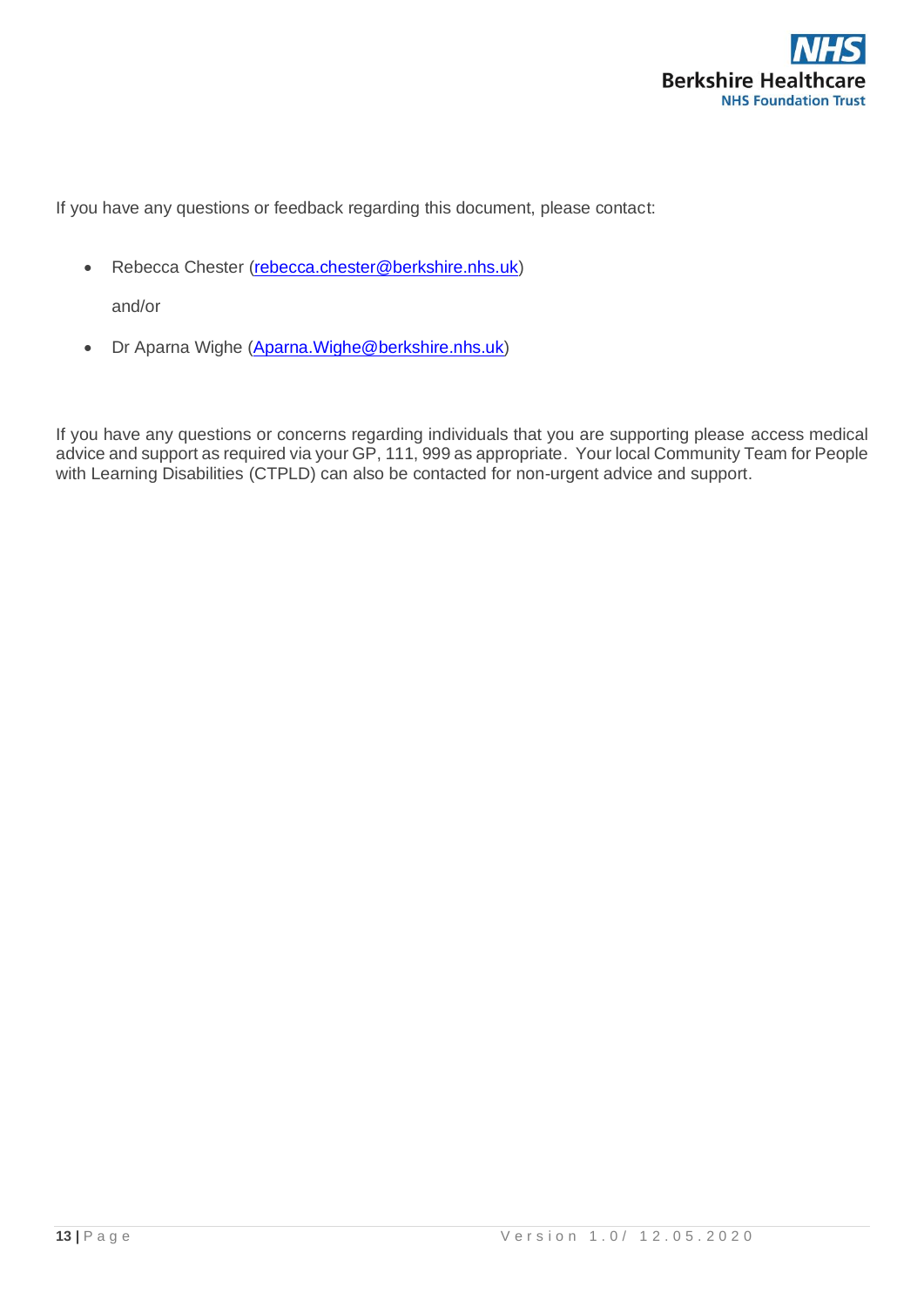If you have any questions or feedback regarding this document, please contact:

- Rebecca Chester (rebecca.chester@berkshire.nhs.uk)

  and/or

- Dr Aparna Wighe (Aparna.Wighe@berkshire.nhs.uk)

If you have any questions or concerns regarding individuals that you are supporting please access medical advice and support as required via your GP, 111, 999 as appropriate. Your local Community Team for People with Learning Disabilities (CTPLD) can also be contacted for non-urgent advice and support.